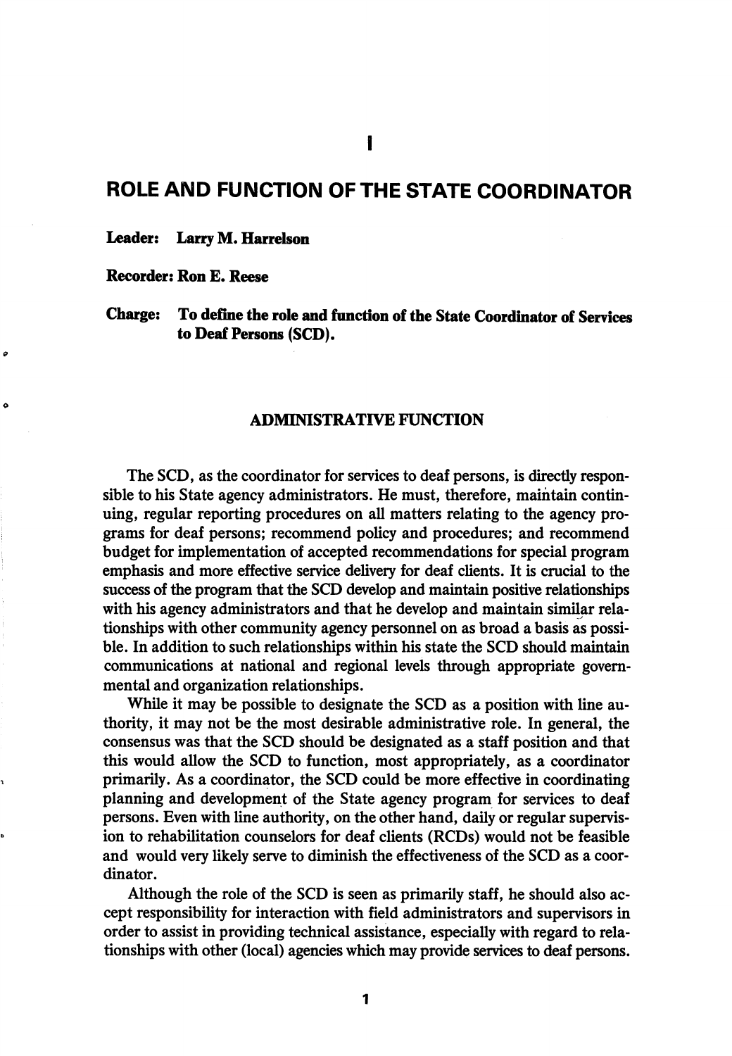# I

# ROLE AND FUNCTION OF THE STATE COORDINATOR

**Leader:** **Larry M. Harrelson**

**Recorder: Ron E. Reese**

**Charge:** **To define the role and function of the State Coordinator of Services to Deaf Persons (SCD).**

## ADMINISTRATIVE FUNCTION

The SCD, as the coordinator for services to deaf persons, is directly responsible to his State agency administrators. He must, therefore, maintain continuing, regular reporting procedures on all matters relating to the agency programs for deaf persons; recommend policy and procedures; and recommend budget for implementation of accepted recommendations for special program emphasis and more effective service delivery for deaf clients. It is crucial to the success of the program that the SCD develop and maintain positive relationships with his agency administrators and that he develop and maintain similar relationships with other community agency personnel on as broad a basis as possible. In addition to such relationships within his state the SCD should maintain communications at national and regional levels through appropriate governmental and organization relationships.

While it may be possible to designate the SCD as a position with line authority, it may not be the most desirable administrative role. In general, the consensus was that the SCD should be designated as a staff position and that this would allow the SCD to function, most appropriately, as a coordinator primarily. As a coordinator, the SCD could be more effective in coordinating planning and development of the State agency program for services to deaf persons. Even with line authority, on the other hand, daily or regular supervision to rehabilitation counselors for deaf clients (RCDs) would not be feasible and would very likely serve to diminish the effectiveness of the SCD as a coordinator.

Although the role of the SCD is seen as primarily staff, he should also accept responsibility for interaction with field administrators and supervisors in order to assist in providing technical assistance, especially with regard to relationships with other (local) agencies which may provide services to deaf persons.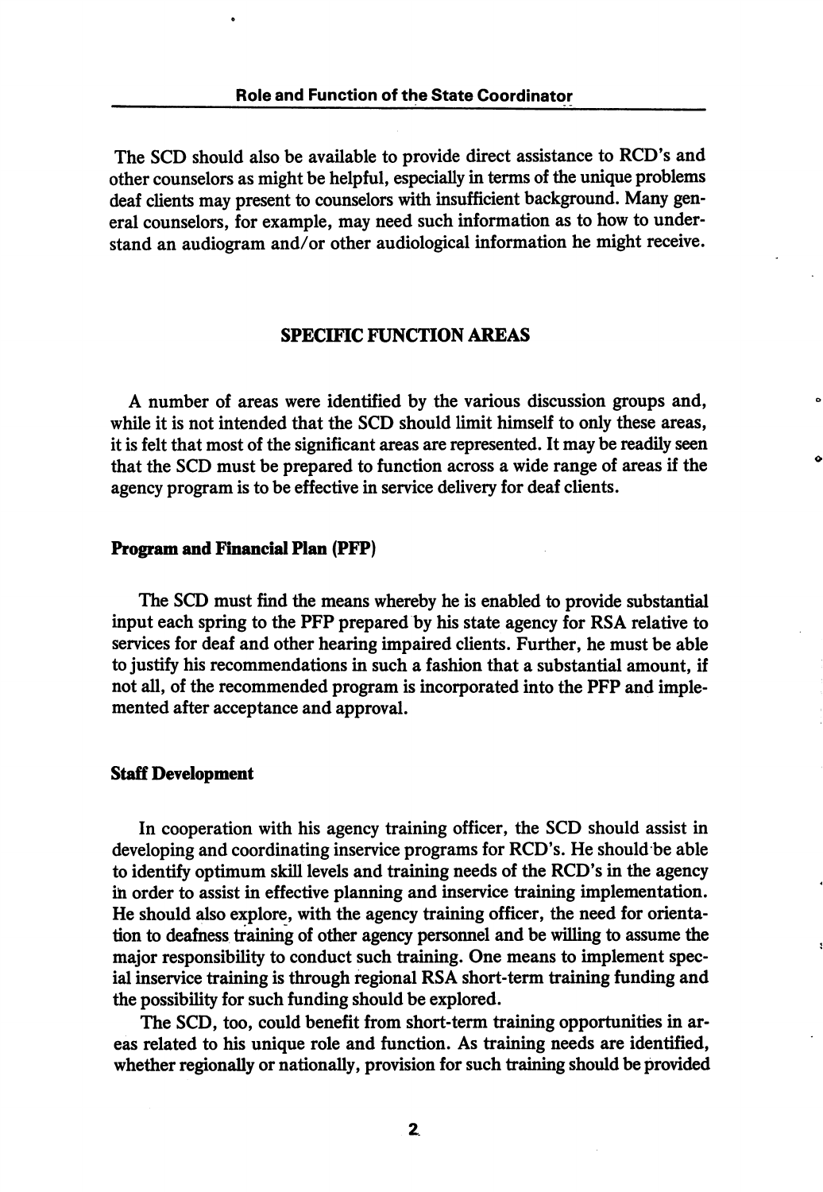The SCD should also be available to provide direct assistance to RCD's and other counselors as might be helpful, especially in terms of the unique problems deaf clients may present to counselors with insufficient background. Many general counselors, for example, may need such information as to how to understand an audiogram and/or other audiological information he might receive.

## SPECIFIC FUNCTION AREAS

A number of areas were identified by the various discussion groups and, while it is not intended that the SCD should limit himself to only these areas, it is felt that most of the significant areas are represented. It may be readily seen that the SCD must be prepared to function across a wide range of areas if the agency program is to be effective in service delivery for deaf clients.

### Program and Financial Plan (PFP)

The SCD must find the means whereby he is enabled to provide substantial input each spring to the PFP prepared by his state agency for RSA relative to services for deaf and other hearing impaired clients. Further, he must be able to justify his recommendations in such a fashion that a substantial amount, if not all, of the recommended program is incorporated into the PFP and implemented after acceptance and approval.

### Staff Development

In cooperation with his agency training officer, the SCD should assist in developing and coordinating inservice programs for RCD's. He should be able to identify optimum skill levels and training needs of the RCD's in the agency in order to assist in effective planning and inservice training implementation. He should also explore, with the agency training officer, the need for orientation to deafness training of other agency personnel and be willing to assume the major responsibility to conduct such training. One means to implement special inservice training is through regional RSA short-term training funding and the possibility for such funding should be explored.

The SCD, too, could benefit from short-term training opportunities in areas related to his unique role and function. As training needs are identified, whether regionally or nationally, provision for such training should be provided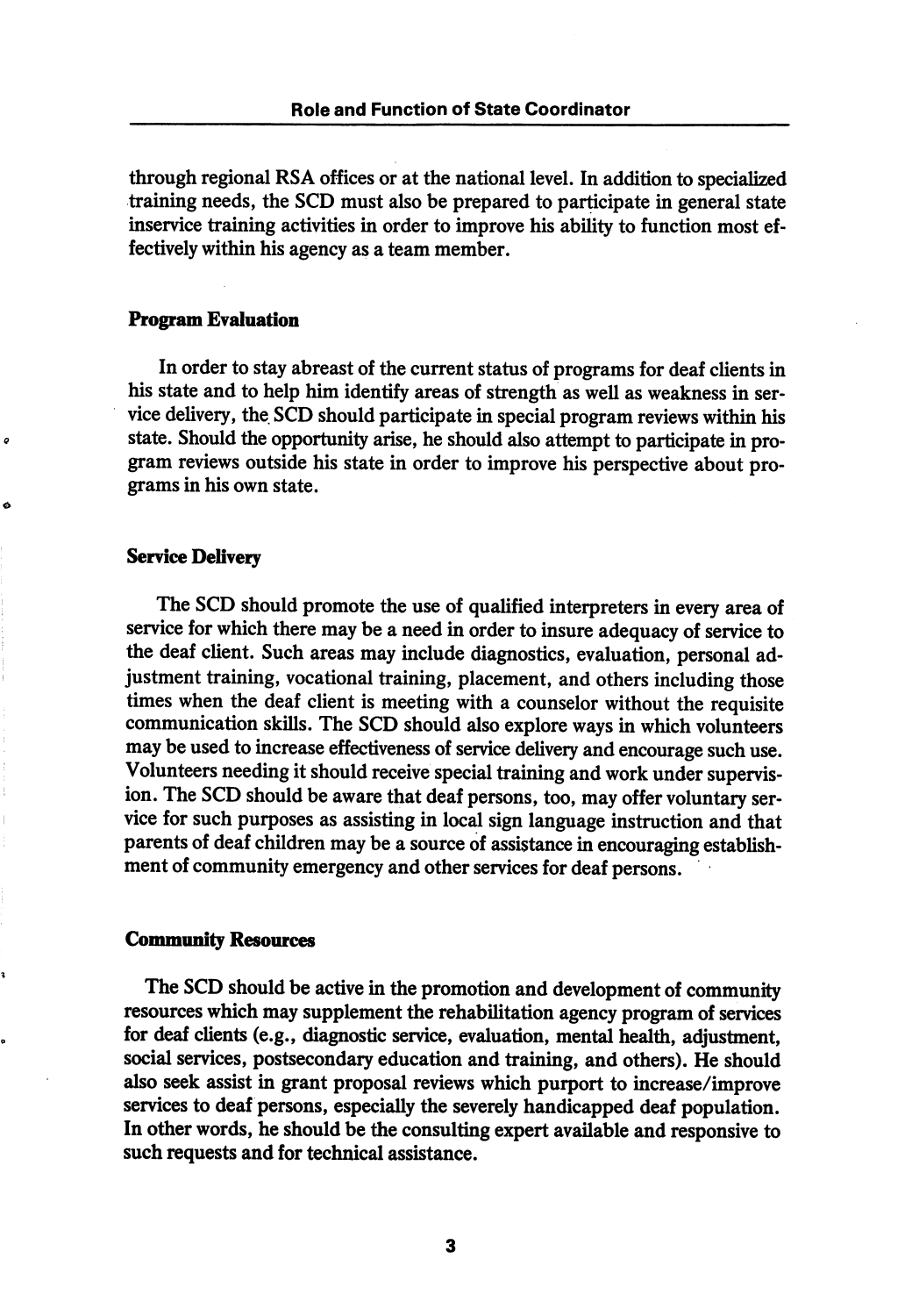through regional RSA offices or at the national level. In addition to specialized training needs, the SCD must also be prepared to participate in general state inservice training activities in order to improve his ability to function most effectively within his agency as a team member.

### Program Evaluation

In order to stay abreast of the current status of programs for deaf clients in his state and to help him identify areas of strength as well as weakness in service delivery, the SCD should participate in special program reviews within his state. Should the opportunity arise, he should also attempt to participate in program reviews outside his state in order to improve his perspective about programs in his own state.

### Service Delivery

The SCD should promote the use of qualified interpreters in every area of service for which there may be a need in order to insure adequacy of service to the deaf client. Such areas may include diagnostics, evaluation, personal adjustment training, vocational training, placement, and others including those times when the deaf client is meeting with a counselor without the requisite communication skills. The SCD should also explore ways in which volunteers may be used to increase effectiveness of service delivery and encourage such use. Volunteers needing it should receive special training and work under supervision. The SCD should be aware that deaf persons, too, may offer voluntary service for such purposes as assisting in local sign language instruction and that parents of deaf children may be a source of assistance in encouraging establishment of community emergency and other services for deaf persons.

### Community Resources

The SCD should be active in the promotion and development of community resources which may supplement the rehabilitation agency program of services for deaf clients (e.g., diagnostic service, evaluation, mental health, adjustment, social services, postsecondary education and training, and others). He should also seek assist in grant proposal reviews which purport to increase/improve services to deaf persons, especially the severely handicapped deaf population. In other words, he should be the consulting expert available and responsive to such requests and for technical assistance.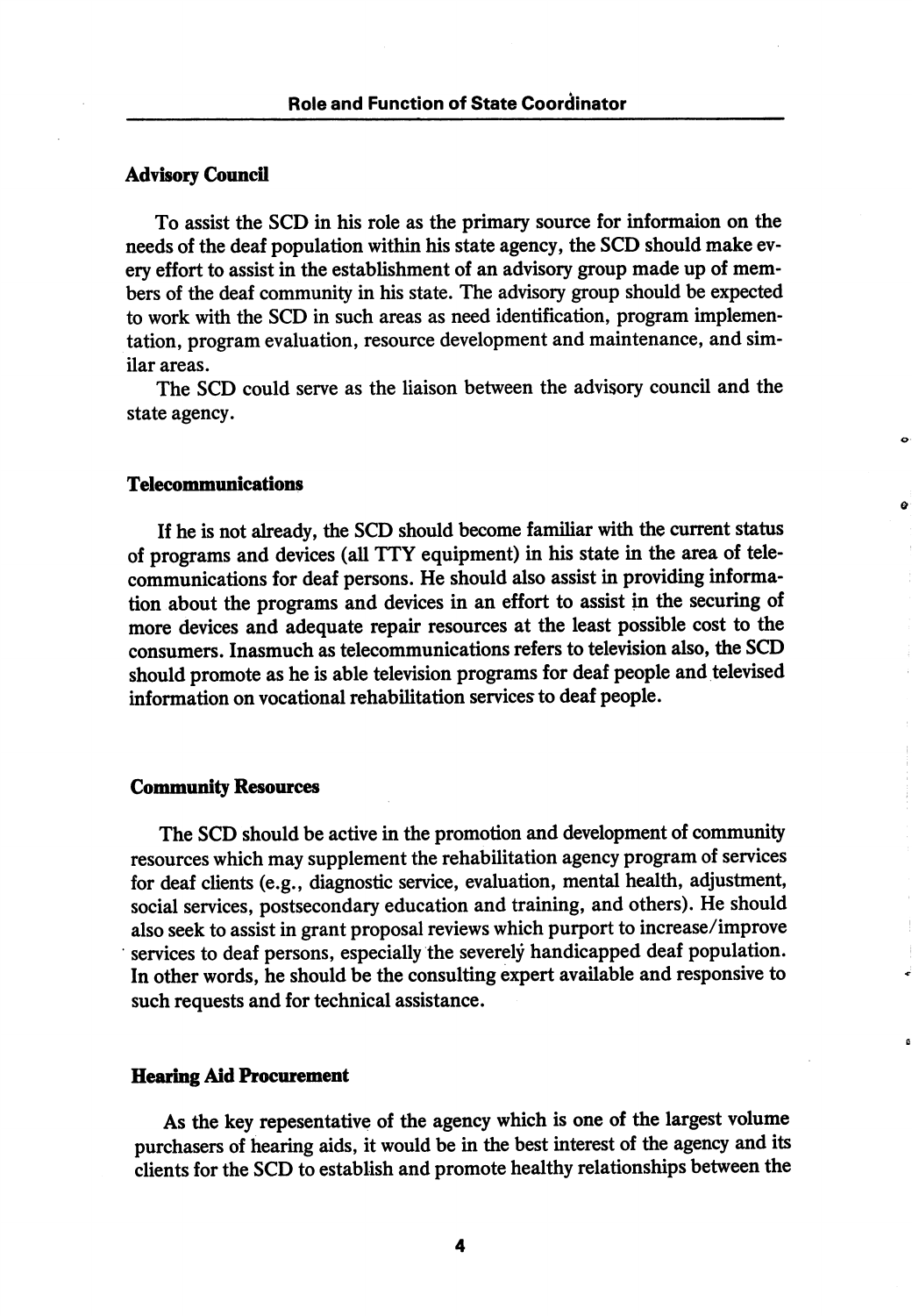### Advisory Council

To assist the SCD in his role as the primary source for informaion on the needs of the deaf population within his state agency, the SCD should make every effort to assist in the establishment of an advisory group made up of members of the deaf community in his state. The advisory group should be expected to work with the SCD in such areas as need identification, program implementation, program evaluation, resource development and maintenance, and similar areas.

The SCD could serve as the liaison between the advisory council and the state agency.

### Telecommunications

If he is not already, the SCD should become familiar with the current status of programs and devices (all TTY equipment) in his state in the area of telecommunications for deaf persons. He should also assist in providing information about the programs and devices in an effort to assist in the securing of more devices and adequate repair resources at the least possible cost to the consumers. Inasmuch as telecommunications refers to television also, the SCD should promote as he is able television programs for deaf people and televised information on vocational rehabilitation services to deaf people.

### Community Resources

The SCD should be active in the promotion and development of community resources which may supplement the rehabilitation agency program of services for deaf clients (e.g., diagnostic service, evaluation, mental health, adjustment, social services, postsecondary education and training, and others). He should also seek to assist in grant proposal reviews which purport to increase/improve services to deaf persons, especially the severely handicapped deaf population. In other words, he should be the consulting expert available and responsive to such requests and for technical assistance.

### Hearing Aid Procurement

As the key repesentative of the agency which is one of the largest volume purchasers of hearing aids, it would be in the best interest of the agency and its clients for the SCD to establish and promote healthy relationships between the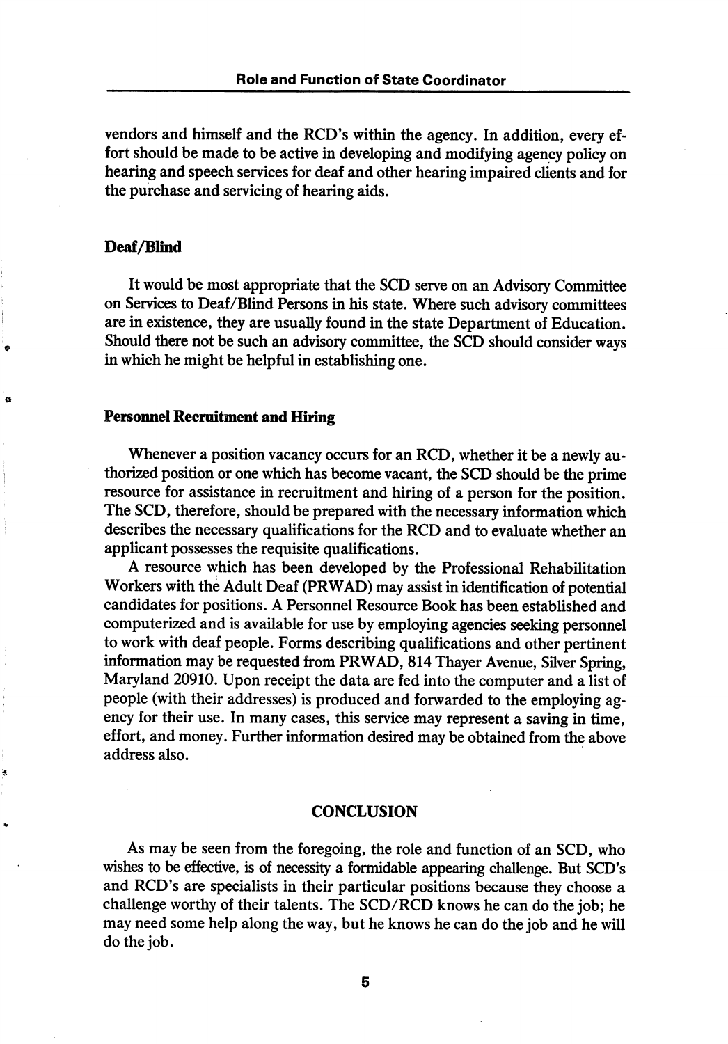vendors and himself and the RCD's within the agency. In addition, every effort should be made to be active in developing and modifying agency policy on hearing and speech services for deaf and other hearing impaired clients and for the purchase and servicing of hearing aids.

### Deaf/Blind

It would be most appropriate that the SCD serve on an Advisory Committee on Services to Deaf/Blind Persons in his state. Where such advisory committees are in existence, they are usually found in the state Department of Education. Should there not be such an advisory committee, the SCD should consider ways in which he might be helpful in establishing one.

### Personnel Recruitment and Hiring

Whenever a position vacancy occurs for an RCD, whether it be a newly authorized position or one which has become vacant, the SCD should be the prime resource for assistance in recruitment and hiring of a person for the position. The SCD, therefore, should be prepared with the necessary information which describes the necessary qualifications for the RCD and to evaluate whether an applicant possesses the requisite qualifications.

A resource which has been developed by the Professional Rehabilitation Workers with the Adult Deaf (PRWAD) may assist in identification of potential candidates for positions. A Personnel Resource Book has been established and computerized and is available for use by employing agencies seeking personnel to work with deaf people. Forms describing qualifications and other pertinent information may be requested from PRWAD, 814 Thayer Avenue, Silver Spring, Maryland 20910. Upon receipt the data are fed into the computer and a list of people (with their addresses) is produced and forwarded to the employing agency for their use. In many cases, this service may represent a saving in time, effort, and money. Further information desired may be obtained from the above address also.

## CONCLUSION

As may be seen from the foregoing, the role and function of an SCD, who wishes to be effective, is of necessity a formidable appearing challenge. But SCD's and RCD's are specialists in their particular positions because they choose a challenge worthy of their talents. The SCD/RCD knows he can do the job; he may need some help along the way, but he knows he can do the job and he will do the job.